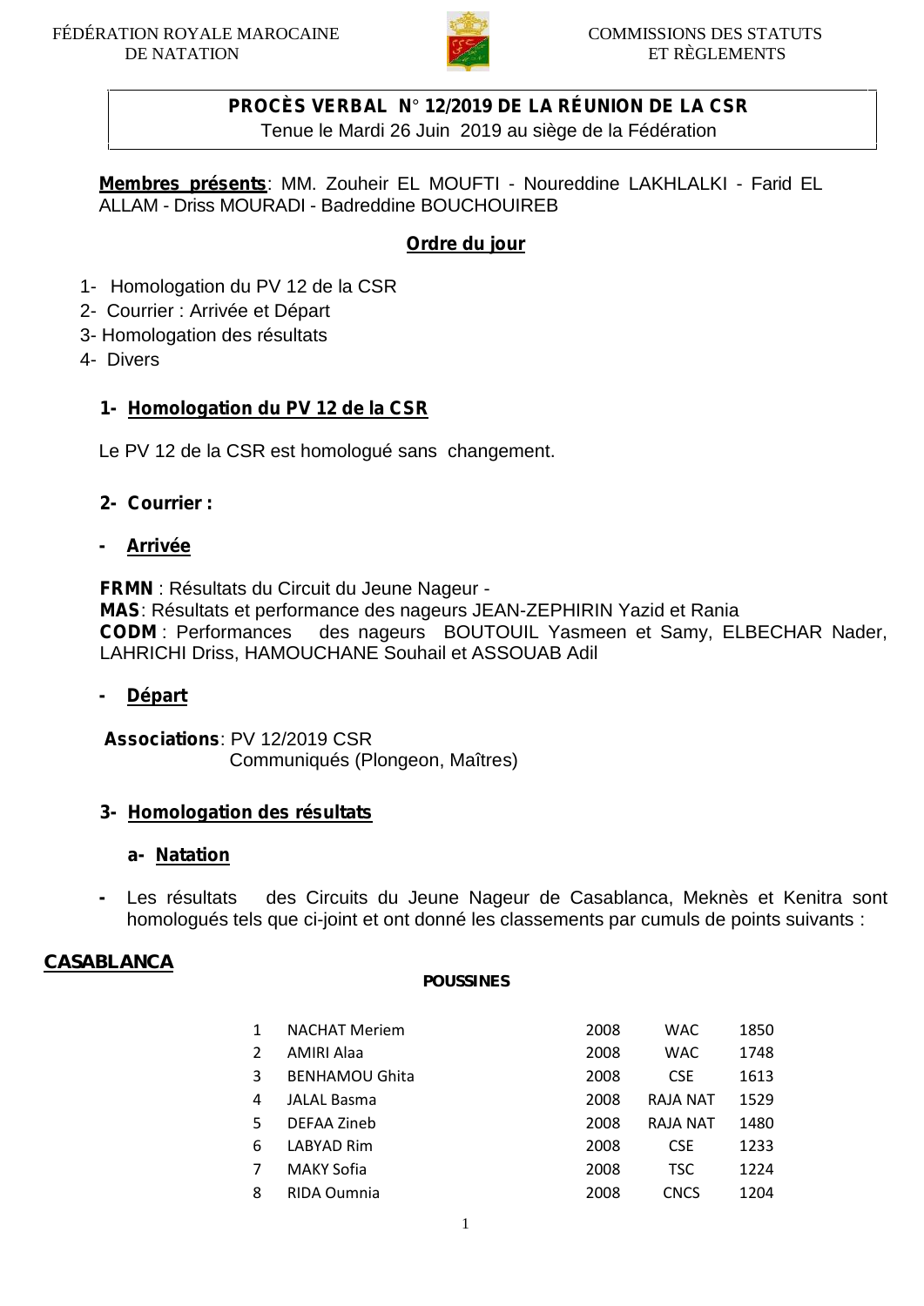FÉDÉRATION ROYALE MAROCAINE DE NATATION

COMMISSIONS DES STATUTS ET RÈGLEMENTS

**PROCÈS VERBAL N° 12/2019 DE LA RÉUNION DE LA CSR**

Tenue le Mardi 26 Juin 2019 au siège de la Fédération

**Membres présents**: MM. Zouheir EL MOUFTI - Noureddine LAKHLALKI - Farid EL ALLAM - Driss MOURADI - Badreddine BOUCHOUIREB

## Ordre du jour

1- Homologation du PV 12 de la CSR
2- Courrier : Arrivée et Départ
3- Homologation des résultats
4- Divers

### 1- Homologation du PV 12 de la CSR

Le PV 12 de la CSR est homologué sans changement.

### 2- Courrier :

- **Arrivée**

**FRMN** : Résultats du Circuit du Jeune Nageur -
**MAS**: Résultats et performance des nageurs JEAN-ZEPHIRIN Yazid et Rania
**CODM** : Performances des nageurs BOUTOUIL Yasmeen et Samy, ELBECHAR Nader, LAHRICHI Driss, HAMOUCHANE Souhail et ASSOUAB Adil

- **Départ**

**Associations**: PV 12/2019 CSR
Communiqués (Plongeon, Maîtres)

### 3- Homologation des résultats

#### a- Natation

- Les résultats des Circuits du Jeune Nageur de Casablanca, Meknès et Kenitra sont homologués tels que ci-joint et ont donné les classements par cumuls de points suivants :

**CASABLANCA**

**POUSSINES**

| | | | | |
|---|---|---|---|---|
| 1 | NACHAT Meriem | 2008 | WAC | 1850 |
| 2 | AMIRI Alaa | 2008 | WAC | 1748 |
| 3 | BENHAMOU Ghita | 2008 | CSE | 1613 |
| 4 | JALAL Basma | 2008 | RAJA NAT | 1529 |
| 5 | DEFAA Zineb | 2008 | RAJA NAT | 1480 |
| 6 | LABYAD Rim | 2008 | CSE | 1233 |
| 7 | MAKY Sofia | 2008 | TSC | 1224 |
| 8 | RIDA Oumnia | 2008 | CNCS | 1204 |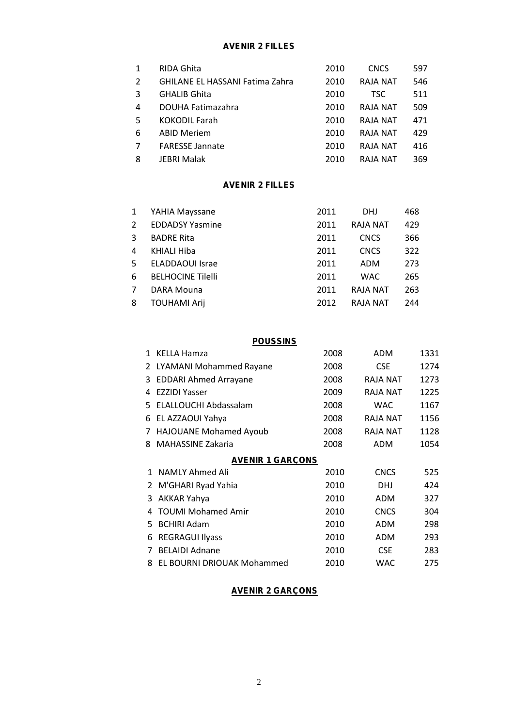**AVENIR 2 FILLES**

| | | | | |
|---|---|---|---|---|
| 1 | RIDA Ghita | 2010 | CNCS | 597 |
| 2 | GHILANE EL HASSANI Fatima Zahra | 2010 | RAJA NAT | 546 |
| 3 | GHALIB Ghita | 2010 | TSC | 511 |
| 4 | DOUHA Fatimazahra | 2010 | RAJA NAT | 509 |
| 5 | KOKODIL Farah | 2010 | RAJA NAT | 471 |
| 6 | ABID Meriem | 2010 | RAJA NAT | 429 |
| 7 | FARESSE Jannate | 2010 | RAJA NAT | 416 |
| 8 | JEBRI Malak | 2010 | RAJA NAT | 369 |

**AVENIR 2 FILLES**

| | | | | |
|---|---|---|---|---|
| 1 | YAHIA Mayssane | 2011 | DHJ | 468 |
| 2 | EDDADSY Yasmine | 2011 | RAJA NAT | 429 |
| 3 | BADRE Rita | 2011 | CNCS | 366 |
| 4 | KHIALI Hiba | 2011 | CNCS | 322 |
| 5 | ELADDAOUI Israe | 2011 | ADM | 273 |
| 6 | BELHOCINE Tilelli | 2011 | WAC | 265 |
| 7 | DARA Mouna | 2011 | RAJA NAT | 263 |
| 8 | TOUHAMI Arij | 2012 | RAJA NAT | 244 |

**POUSSINS**

| | | | | |
|---|---|---|---|---|
| 1 | KELLA Hamza | 2008 | ADM | 1331 |
| 2 | LYAMANI Mohammed Rayane | 2008 | CSE | 1274 |
| 3 | EDDARI Ahmed Arrayane | 2008 | RAJA NAT | 1273 |
| 4 | EZZIDI Yasser | 2009 | RAJA NAT | 1225 |
| 5 | ELALLOUCHI Abdassalam | 2008 | WAC | 1167 |
| 6 | EL AZZAOUI Yahya | 2008 | RAJA NAT | 1156 |
| 7 | HAJOUANE Mohamed Ayoub | 2008 | RAJA NAT | 1128 |
| 8 | MAHASSINE Zakaria | 2008 | ADM | 1054 |

**AVENIR 1 GARÇONS**

| | | | | |
|---|---|---|---|---|
| 1 | NAMLY Ahmed Ali | 2010 | CNCS | 525 |
| 2 | M'GHARI Ryad Yahia | 2010 | DHJ | 424 |
| 3 | AKKAR Yahya | 2010 | ADM | 327 |
| 4 | TOUMI Mohamed Amir | 2010 | CNCS | 304 |
| 5 | BCHIRI Adam | 2010 | ADM | 298 |
| 6 | REGRAGUI Ilyass | 2010 | ADM | 293 |
| 7 | BELAIDI Adnane | 2010 | CSE | 283 |
| 8 | EL BOURNI DRIOUAK Mohammed | 2010 | WAC | 275 |

**AVENIR 2 GARÇONS**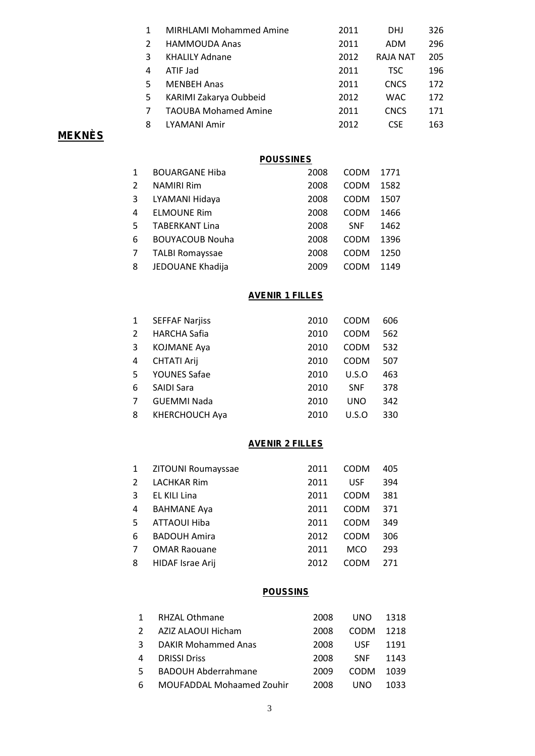| | | | | |
|---|---|---|---|---|
| 1 | MIRHLAMI Mohammed Amine | 2011 | DHJ | 326 |
| 2 | HAMMOUDA Anas | 2011 | ADM | 296 |
| 3 | KHALILY Adnane | 2012 | RAJA NAT | 205 |
| 4 | ATIF Jad | 2011 | TSC | 196 |
| 5 | MENBEH Anas | 2011 | CNCS | 172 |
| 5 | KARIMI Zakarya Oubbeid | 2012 | WAC | 172 |
| 7 | TAOUBA Mohamed Amine | 2011 | CNCS | 171 |
| 8 | LYAMANI Amir | 2012 | CSE | 163 |

## MEKNÈS

### POUSSINES

| | | | | |
|---|---|---|---|---|
| 1 | BOUARGANE Hiba | 2008 | CODM | 1771 |
| 2 | NAMIRI Rim | 2008 | CODM | 1582 |
| 3 | LYAMANI Hidaya | 2008 | CODM | 1507 |
| 4 | ELMOUNE Rim | 2008 | CODM | 1466 |
| 5 | TABERKANT Lina | 2008 | SNF | 1462 |
| 6 | BOUYACOUB Nouha | 2008 | CODM | 1396 |
| 7 | TALBI Romayssae | 2008 | CODM | 1250 |
| 8 | JEDOUANE Khadija | 2009 | CODM | 1149 |

### AVENIR 1 FILLES

| | | | | |
|---|---|---|---|---|
| 1 | SEFFAF Narjiss | 2010 | CODM | 606 |
| 2 | HARCHA Safia | 2010 | CODM | 562 |
| 3 | KOJMANE Aya | 2010 | CODM | 532 |
| 4 | CHTATI Arij | 2010 | CODM | 507 |
| 5 | YOUNES Safae | 2010 | U.S.O | 463 |
| 6 | SAIDI Sara | 2010 | SNF | 378 |
| 7 | GUEMMI Nada | 2010 | UNO | 342 |
| 8 | KHERCHOUCH Aya | 2010 | U.S.O | 330 |

### AVENIR 2 FILLES

| | | | | |
|---|---|---|---|---|
| 1 | ZITOUNI Roumayssae | 2011 | CODM | 405 |
| 2 | LACHKAR Rim | 2011 | USF | 394 |
| 3 | EL KILI Lina | 2011 | CODM | 381 |
| 4 | BAHMANE Aya | 2011 | CODM | 371 |
| 5 | ATTAOUI Hiba | 2011 | CODM | 349 |
| 6 | BADOUH Amira | 2012 | CODM | 306 |
| 7 | OMAR Raouane | 2011 | MCO | 293 |
| 8 | HIDAF Israe Arij | 2012 | CODM | 271 |

### POUSSINS

| | | | | |
|---|---|---|---|---|
| 1 | RHZAL Othmane | 2008 | UNO | 1318 |
| 2 | AZIZ ALAOUI Hicham | 2008 | CODM | 1218 |
| 3 | DAKIR Mohammed Anas | 2008 | USF | 1191 |
| 4 | DRISSI Driss | 2008 | SNF | 1143 |
| 5 | BADOUH Abderrahmane | 2009 | CODM | 1039 |
| 6 | MOUFADDAL Mohaamed Zouhir | 2008 | UNO | 1033 |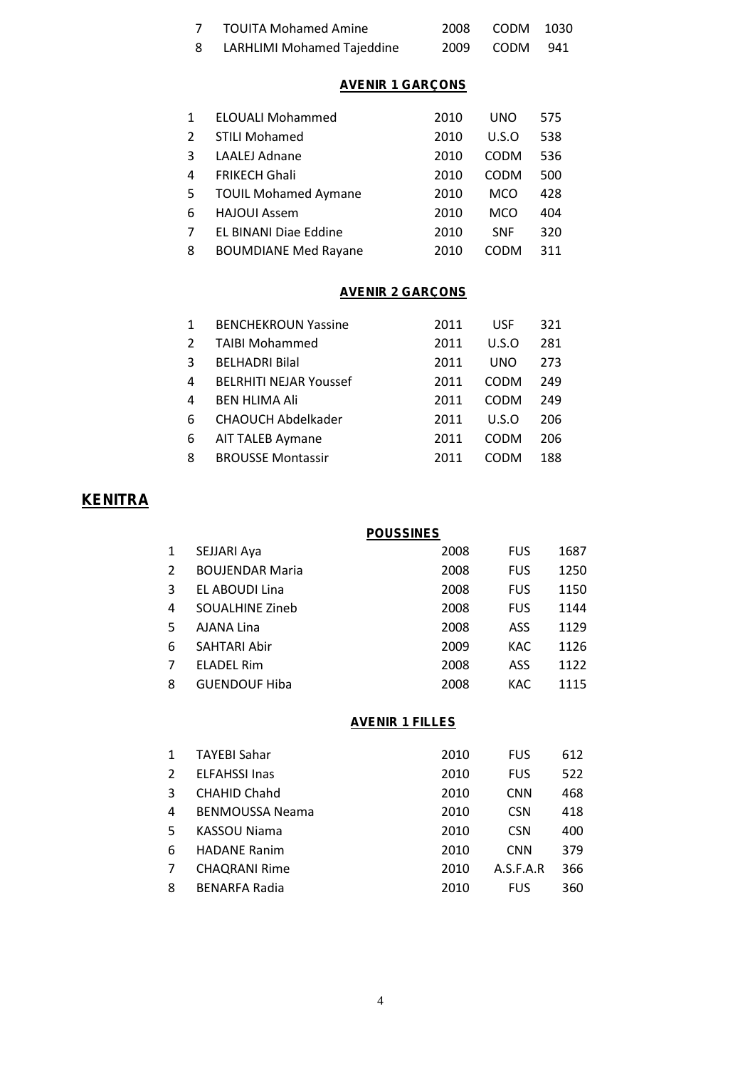| | | | | |
|---|---|---|---|---|
| 7 | TOUITA Mohamed Amine | 2008 | CODM | 1030 |
| 8 | LARHLIMI Mohamed Tajeddine | 2009 | CODM | 941 |

**AVENIR 1 GARÇONS**

| | | | | |
|---|---|---|---|---|
| 1 | ELOUALI Mohammed | 2010 | UNO | 575 |
| 2 | STILI Mohamed | 2010 | U.S.O | 538 |
| 3 | LAALEJ Adnane | 2010 | CODM | 536 |
| 4 | FRIKECH Ghali | 2010 | CODM | 500 |
| 5 | TOUIL Mohamed Aymane | 2010 | MCO | 428 |
| 6 | HAJOUI Assem | 2010 | MCO | 404 |
| 7 | EL BINANI Diae Eddine | 2010 | SNF | 320 |
| 8 | BOUMDIANE Med Rayane | 2010 | CODM | 311 |

**AVENIR 2 GARÇONS**

| | | | | |
|---|---|---|---|---|
| 1 | BENCHEKROUN Yassine | 2011 | USF | 321 |
| 2 | TAIBI Mohammed | 2011 | U.S.O | 281 |
| 3 | BELHADRI Bilal | 2011 | UNO | 273 |
| 4 | BELRHITI NEJAR Youssef | 2011 | CODM | 249 |
| 4 | BEN HLIMA Ali | 2011 | CODM | 249 |
| 6 | CHAOUCH Abdelkader | 2011 | U.S.O | 206 |
| 6 | AIT TALEB Aymane | 2011 | CODM | 206 |
| 8 | BROUSSE Montassir | 2011 | CODM | 188 |

## KENITRA

**POUSSINES**

| | | | | |
|---|---|---|---|---|
| 1 | SEJJARI Aya | 2008 | FUS | 1687 |
| 2 | BOUJENDAR Maria | 2008 | FUS | 1250 |
| 3 | EL ABOUDI Lina | 2008 | FUS | 1150 |
| 4 | SOUALHINE Zineb | 2008 | FUS | 1144 |
| 5 | AJANA Lina | 2008 | ASS | 1129 |
| 6 | SAHTARI Abir | 2009 | KAC | 1126 |
| 7 | ELADEL Rim | 2008 | ASS | 1122 |
| 8 | GUENDOUF Hiba | 2008 | KAC | 1115 |

**AVENIR 1 FILLES**

| | | | | |
|---|---|---|---|---|
| 1 | TAYEBI Sahar | 2010 | FUS | 612 |
| 2 | ELFAHSSI Inas | 2010 | FUS | 522 |
| 3 | CHAHID Chahd | 2010 | CNN | 468 |
| 4 | BENMOUSSA Neama | 2010 | CSN | 418 |
| 5 | KASSOU Niama | 2010 | CSN | 400 |
| 6 | HADANE Ranim | 2010 | CNN | 379 |
| 7 | CHAQRANI Rime | 2010 | A.S.F.A.R | 366 |
| 8 | BENARFA Radia | 2010 | FUS | 360 |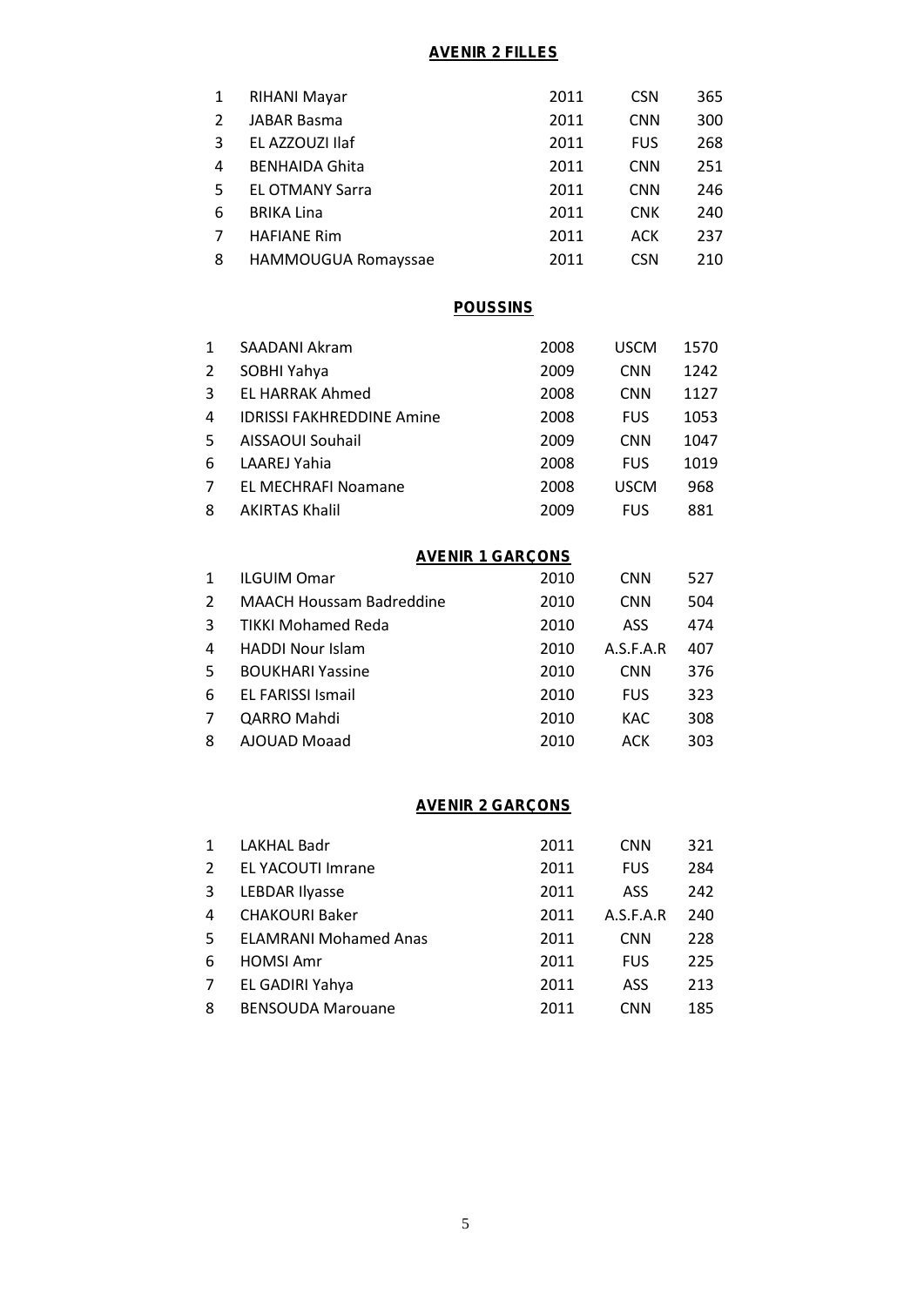**AVENIR 2 FILLES**

| | | | | |
|---|---|---|---|---|
| 1 | RIHANI Mayar | 2011 | CSN | 365 |
| 2 | JABAR Basma | 2011 | CNN | 300 |
| 3 | EL AZZOUZI Ilaf | 2011 | FUS | 268 |
| 4 | BENHAIDA Ghita | 2011 | CNN | 251 |
| 5 | EL OTMANY Sarra | 2011 | CNN | 246 |
| 6 | BRIKA Lina | 2011 | CNK | 240 |
| 7 | HAFIANE Rim | 2011 | ACK | 237 |
| 8 | HAMMOUGUA Romayssae | 2011 | CSN | 210 |

**POUSSINS**

| | | | | |
|---|---|---|---|---|
| 1 | SAADANI Akram | 2008 | USCM | 1570 |
| 2 | SOBHI Yahya | 2009 | CNN | 1242 |
| 3 | EL HARRAK Ahmed | 2008 | CNN | 1127 |
| 4 | IDRISSI FAKHREDDINE Amine | 2008 | FUS | 1053 |
| 5 | AISSAOUI Souhail | 2009 | CNN | 1047 |
| 6 | LAAREJ Yahia | 2008 | FUS | 1019 |
| 7 | EL MECHRAFI Noamane | 2008 | USCM | 968 |
| 8 | AKIRTAS Khalil | 2009 | FUS | 881 |

**AVENIR 1 GARÇONS**

| | | | | |
|---|---|---|---|---|
| 1 | ILGUIM Omar | 2010 | CNN | 527 |
| 2 | MAACH Houssam Badreddine | 2010 | CNN | 504 |
| 3 | TIKKI Mohamed Reda | 2010 | ASS | 474 |
| 4 | HADDI Nour Islam | 2010 | A.S.F.A.R | 407 |
| 5 | BOUKHARI Yassine | 2010 | CNN | 376 |
| 6 | EL FARISSI Ismail | 2010 | FUS | 323 |
| 7 | QARRO Mahdi | 2010 | KAC | 308 |
| 8 | AJOUAD Moaad | 2010 | ACK | 303 |

**AVENIR 2 GARÇONS**

| | | | | |
|---|---|---|---|---|
| 1 | LAKHAL Badr | 2011 | CNN | 321 |
| 2 | EL YACOUTI Imrane | 2011 | FUS | 284 |
| 3 | LEBDAR Ilyasse | 2011 | ASS | 242 |
| 4 | CHAKOURI Baker | 2011 | A.S.F.A.R | 240 |
| 5 | ELAMRANI Mohamed Anas | 2011 | CNN | 228 |
| 6 | HOMSI Amr | 2011 | FUS | 225 |
| 7 | EL GADIRI Yahya | 2011 | ASS | 213 |
| 8 | BENSOUDA Marouane | 2011 | CNN | 185 |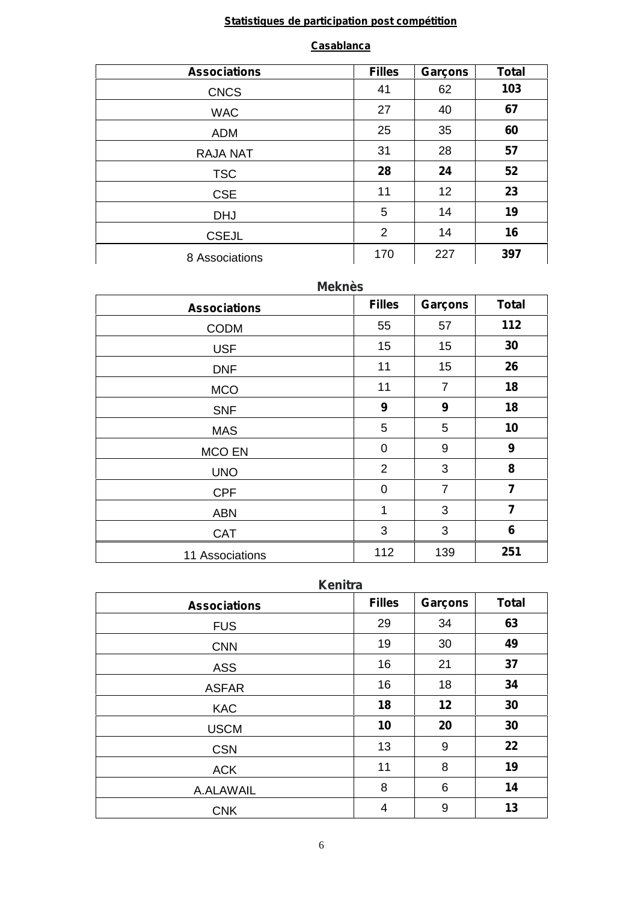**Statistiques de participation post compétition**

**Casablanca**

| **Associations** | **Filles** | **Garçons** | **Total** |
|---|---|---|---|
| CNCS | 41 | 62 | **103** |
| WAC | 27 | 40 | **67** |
| ADM | 25 | 35 | **60** |
| RAJA NAT | 31 | 28 | **57** |
| TSC | **28** | **24** | **52** |
| CSE | 11 | 12 | **23** |
| DHJ | 5 | 14 | **19** |
| CSEJL | 2 | 14 | **16** |
| 8 Associations | 170 | 227 | **397** |

**Meknès**

| **Associations** | **Filles** | **Garçons** | **Total** |
|---|---|---|---|
| CODM | 55 | 57 | **112** |
| USF | 15 | 15 | **30** |
| DNF | 11 | 15 | **26** |
| MCO | 11 | 7 | **18** |
| SNF | **9** | **9** | **18** |
| MAS | 5 | 5 | **10** |
| MCO EN | 0 | 9 | **9** |
| UNO | 2 | 3 | **8** |
| CPF | 0 | 7 | **7** |
| ABN | 1 | 3 | **7** |
| CAT | 3 | 3 | **6** |
| 11 Associations | 112 | 139 | **251** |

**Kenitra**

| **Associations** | **Filles** | **Garçons** | **Total** |
|---|---|---|---|
| FUS | 29 | 34 | **63** |
| CNN | 19 | 30 | **49** |
| ASS | 16 | 21 | **37** |
| ASFAR | 16 | 18 | **34** |
| KAC | **18** | **12** | **30** |
| USCM | **10** | **20** | **30** |
| CSN | 13 | 9 | **22** |
| ACK | 11 | 8 | **19** |
| A.ALAWAIL | 8 | 6 | **14** |
| CNK | 4 | 9 | **13** |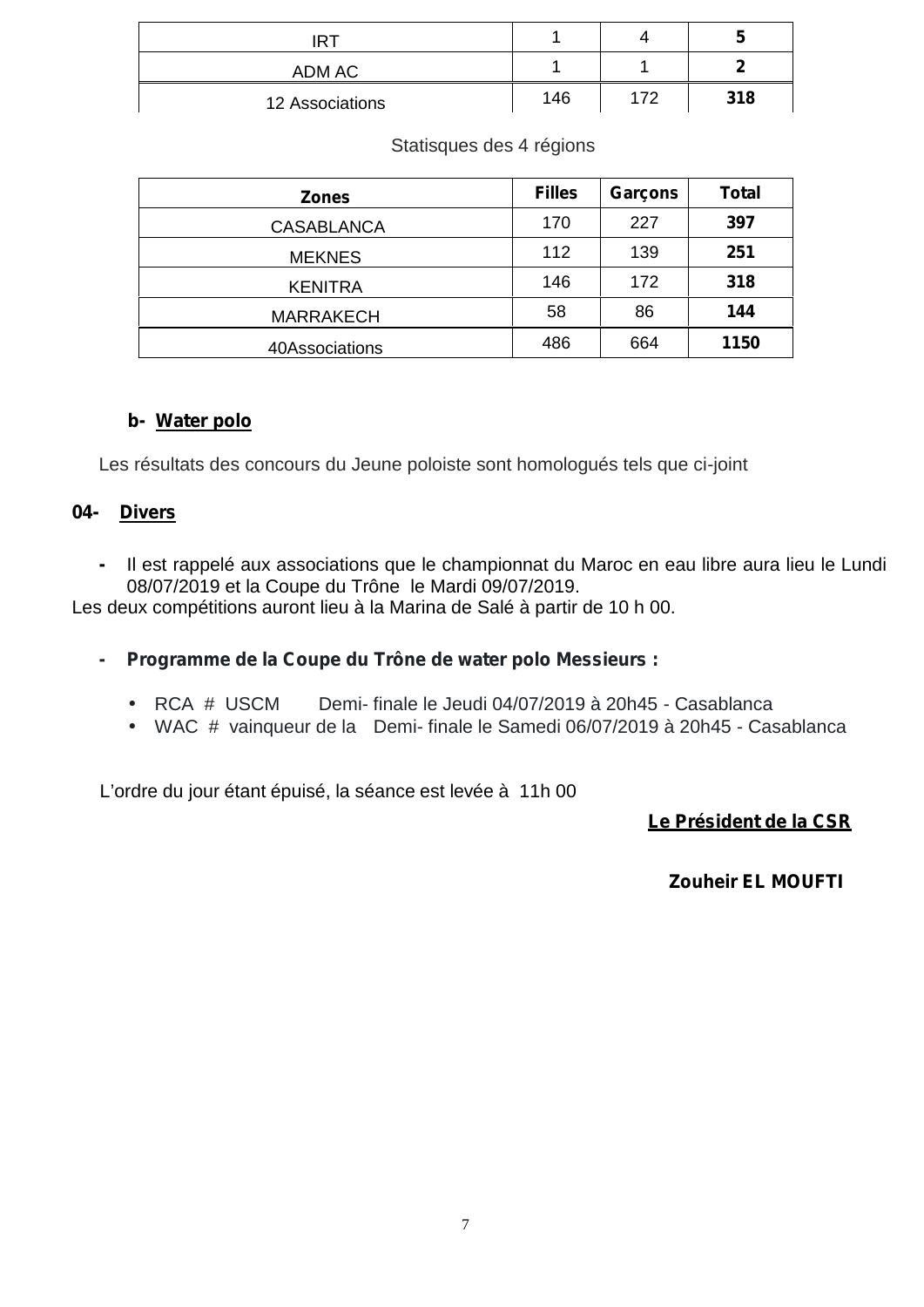| | | | |
|---|---|---|---|
| IRT | 1 | 4 | **5** |
| ADM AC | 1 | 1 | **2** |
| 12 Associations | 146 | 172 | **318** |

Statisques des 4 régions

| **Zones** | **Filles** | **Garçons** | **Total** |
|---|---|---|---|
| CASABLANCA | 170 | 227 | **397** |
| MEKNES | 112 | 139 | **251** |
| KENITRA | 146 | 172 | **318** |
| MARRAKECH | 58 | 86 | **144** |
| 40Associations | 486 | 664 | **1150** |

### b- Water polo

Les résultats des concours du Jeune poloiste sont homologués tels que ci-joint

## 04- Divers

- Il est rappelé aux associations que le championnat du Maroc en eau libre aura lieu le Lundi 08/07/2019 et la Coupe du Trône le Mardi 09/07/2019.

Les deux compétitions auront lieu à la Marina de Salé à partir de 10 h 00.

- **Programme de la Coupe du Trône de water polo Messieurs :**
  - RCA # USCM Demi- finale le Jeudi 04/07/2019 à 20h45 - Casablanca
  - WAC # vainqueur de la Demi- finale le Samedi 06/07/2019 à 20h45 - Casablanca

L'ordre du jour étant épuisé, la séance est levée à 11h 00

**Le Président de la CSR**

**Zouheir EL MOUFTI**